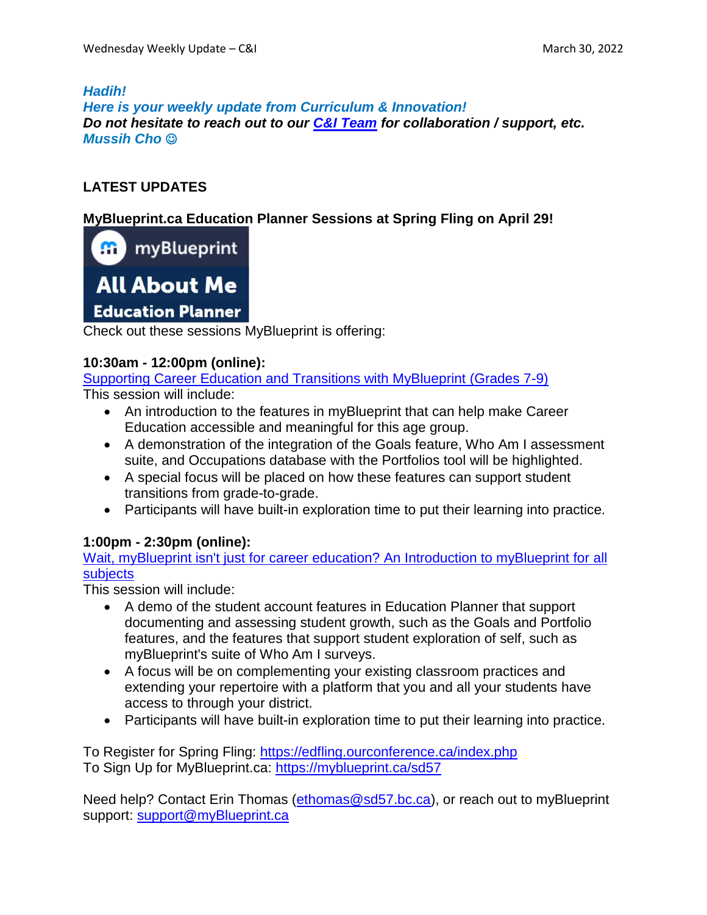***Hadih!***
***Here is your weekly update from Curriculum & Innovation!***
***Do not hesitate to reach out to our [C&I Team](#) for collaboration / support, etc.***
***Mussih Cho ☺***

## LATEST UPDATES

### MyBlueprint.ca Education Planner Sessions at Spring Fling on April 29!

Check out these sessions MyBlueprint is offering:

**10:30am - 12:00pm (online):**
[Supporting Career Education and Transitions with MyBlueprint (Grades 7-9)](#)
This session will include:

- An introduction to the features in myBlueprint that can help make Career Education accessible and meaningful for this age group.
- A demonstration of the integration of the Goals feature, Who Am I assessment suite, and Occupations database with the Portfolios tool will be highlighted.
- A special focus will be placed on how these features can support student transitions from grade-to-grade.
- Participants will have built-in exploration time to put their learning into practice.

**1:00pm - 2:30pm (online):**
[Wait, myBlueprint isn't just for career education? An Introduction to myBlueprint for all subjects](#)
This session will include:

- A demo of the student account features in Education Planner that support documenting and assessing student growth, such as the Goals and Portfolio features, and the features that support student exploration of self, such as myBlueprint's suite of Who Am I surveys.
- A focus will be on complementing your existing classroom practices and extending your repertoire with a platform that you and all your students have access to through your district.
- Participants will have built-in exploration time to put their learning into practice.

To Register for Spring Fling: https://edfling.ourconference.ca/index.php
To Sign Up for MyBlueprint.ca: https://myblueprint.ca/sd57

Need help? Contact Erin Thomas (ethomas@sd57.bc.ca), or reach out to myBlueprint support: support@myBlueprint.ca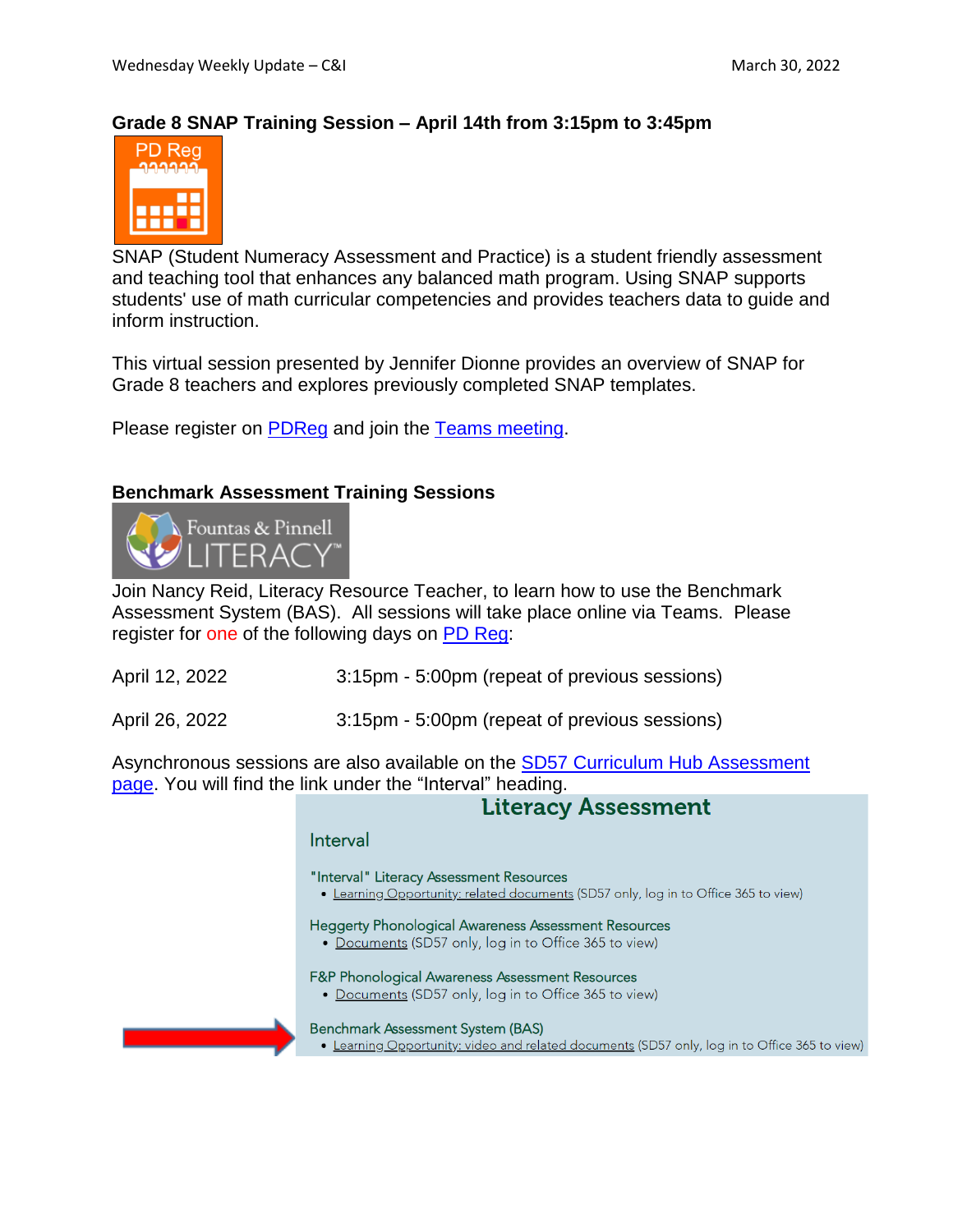## Grade 8 SNAP Training Session – April 14th from 3:15pm to 3:45pm

SNAP (Student Numeracy Assessment and Practice) is a student friendly assessment and teaching tool that enhances any balanced math program. Using SNAP supports students' use of math curricular competencies and provides teachers data to guide and inform instruction.

This virtual session presented by Jennifer Dionne provides an overview of SNAP for Grade 8 teachers and explores previously completed SNAP templates.

Please register on PDReg and join the Teams meeting.

## Benchmark Assessment Training Sessions

Join Nancy Reid, Literacy Resource Teacher, to learn how to use the Benchmark Assessment System (BAS). All sessions will take place online via Teams. Please register for one of the following days on PD Reg:

| | |
|---|---|
| April 12, 2022 | 3:15pm - 5:00pm (repeat of previous sessions) |
| April 26, 2022 | 3:15pm - 5:00pm (repeat of previous sessions) |

Asynchronous sessions are also available on the SD57 Curriculum Hub Assessment page. You will find the link under the "Interval" heading.

### Literacy Assessment

#### Interval

"Interval" Literacy Assessment Resources
- Learning Opportunity: related documents (SD57 only, log in to Office 365 to view)

Heggerty Phonological Awareness Assessment Resources
- Documents (SD57 only, log in to Office 365 to view)

F&P Phonological Awareness Assessment Resources
- Documents (SD57 only, log in to Office 365 to view)

Benchmark Assessment System (BAS)
- Learning Opportunity: video and related documents (SD57 only, log in to Office 365 to view)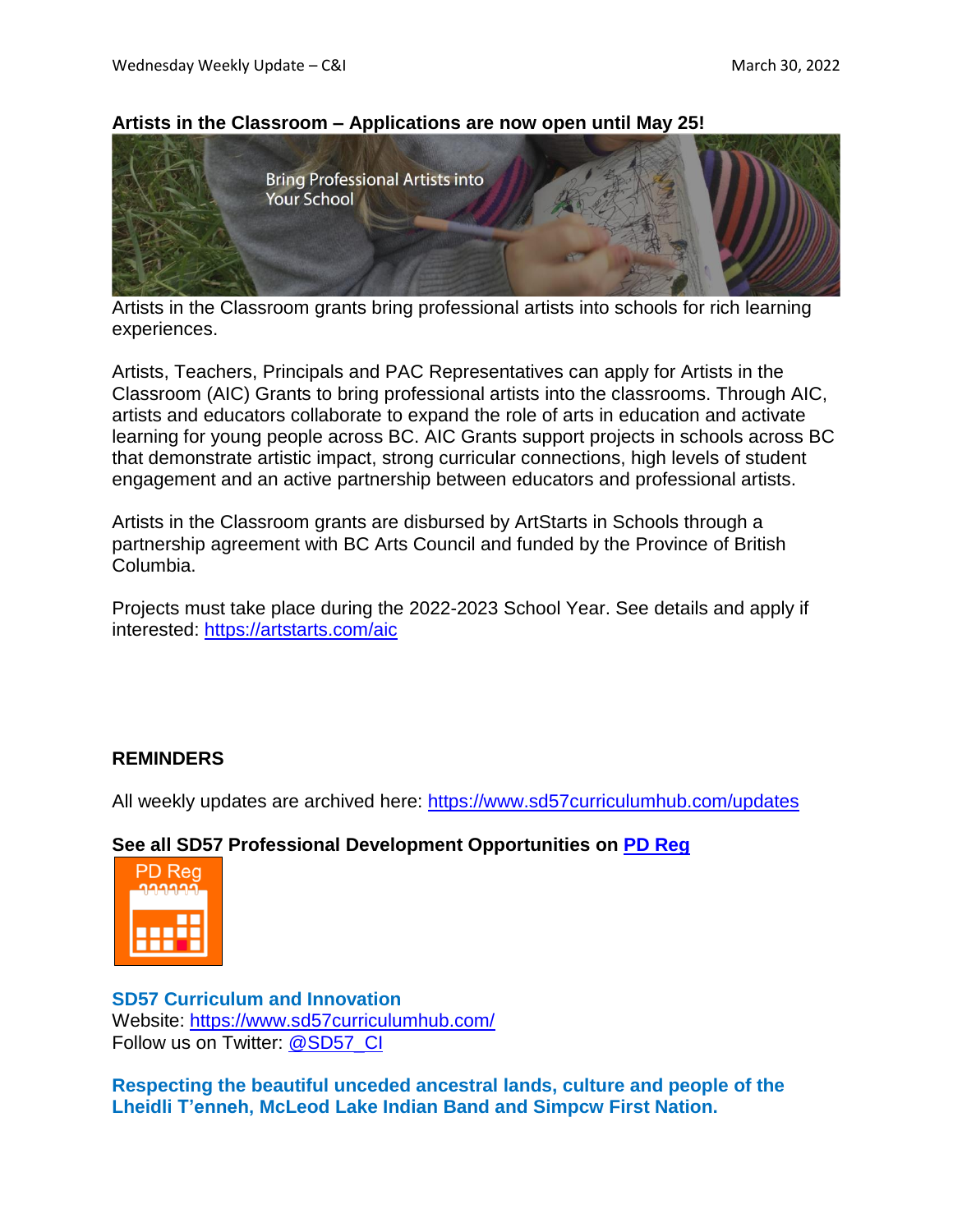## Artists in the Classroom – Applications are now open until May 25!

Artists in the Classroom grants bring professional artists into schools for rich learning experiences.

Artists, Teachers, Principals and PAC Representatives can apply for Artists in the Classroom (AIC) Grants to bring professional artists into the classrooms. Through AIC, artists and educators collaborate to expand the role of arts in education and activate learning for young people across BC. AIC Grants support projects in schools across BC that demonstrate artistic impact, strong curricular connections, high levels of student engagement and an active partnership between educators and professional artists.

Artists in the Classroom grants are disbursed by ArtStarts in Schools through a partnership agreement with BC Arts Council and funded by the Province of British Columbia.

Projects must take place during the 2022-2023 School Year. See details and apply if interested: https://artstarts.com/aic

## REMINDERS

All weekly updates are archived here: https://www.sd57curriculumhub.com/updates

**See all SD57 Professional Development Opportunities on PD Reg**

**SD57 Curriculum and Innovation**
Website: https://www.sd57curriculumhub.com/
Follow us on Twitter: @SD57_CI

**Respecting the beautiful unceded ancestral lands, culture and people of the Lheidli T'enneh, McLeod Lake Indian Band and Simpcw First Nation.**